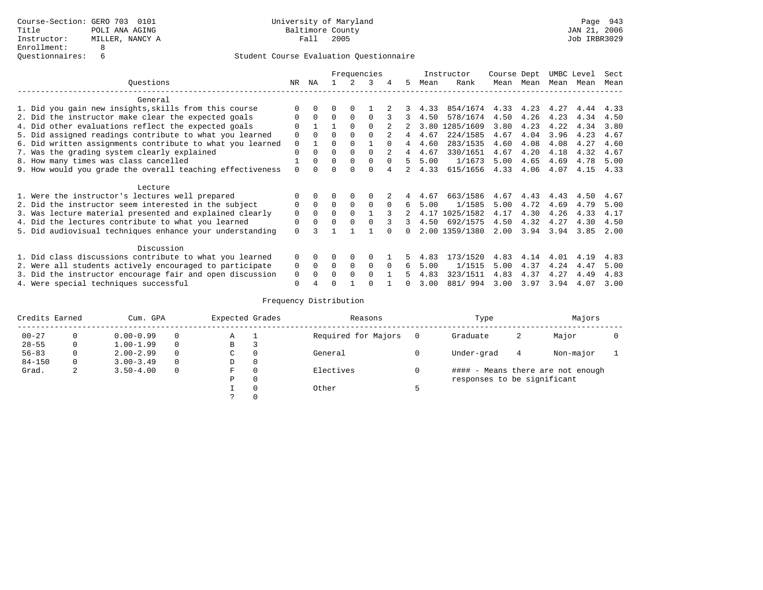Course-Section: GERO 703 0101
Title: POLI ANA AGING
Instructor: MILLER, NANCY A
Enrollment: 8
Questionnaires: 6

University of Maryland
Baltimore County
Fall 2005

JAN 21, 2006
Job IRBR3029

## Student Course Evaluation Questionnaire

| Questions | NR | NA | 1 | 2 | 3 | 4 | 5 | Instructor Mean | Instructor Rank | Course Mean | Dept Mean | UMBC Mean | Level Mean | Sect Mean |
|---|---|---|---|---|---|---|---|---|---|---|---|---|---|---|
| **General** | | | | | | | | | | | | | | |
| 1. Did you gain new insights,skills from this course | 0 | 0 | 0 | 0 | 1 | 2 | 3 | 4.33 | 854/1674 | 4.33 | 4.23 | 4.27 | 4.44 | 4.33 |
| 2. Did the instructor make clear the expected goals | 0 | 0 | 0 | 0 | 0 | 3 | 3 | 4.50 | 578/1674 | 4.50 | 4.26 | 4.23 | 4.34 | 4.50 |
| 4. Did other evaluations reflect the expected goals | 0 | 1 | 1 | 0 | 0 | 2 | 2 | 3.80 | 1285/1609 | 3.80 | 4.23 | 4.22 | 4.34 | 3.80 |
| 5. Did assigned readings contribute to what you learned | 0 | 0 | 0 | 0 | 0 | 2 | 4 | 4.67 | 224/1585 | 4.67 | 4.04 | 3.96 | 4.23 | 4.67 |
| 6. Did written assignments contribute to what you learned | 0 | 1 | 0 | 0 | 1 | 0 | 4 | 4.60 | 283/1535 | 4.60 | 4.08 | 4.08 | 4.27 | 4.60 |
| 7. Was the grading system clearly explained | 0 | 0 | 0 | 0 | 0 | 2 | 4 | 4.67 | 330/1651 | 4.67 | 4.20 | 4.18 | 4.32 | 4.67 |
| 8. How many times was class cancelled | 1 | 0 | 0 | 0 | 0 | 0 | 5 | 5.00 | 1/1673 | 5.00 | 4.65 | 4.69 | 4.78 | 5.00 |
| 9. How would you grade the overall teaching effectiveness | 0 | 0 | 0 | 0 | 0 | 4 | 2 | 4.33 | 615/1656 | 4.33 | 4.06 | 4.07 | 4.15 | 4.33 |
| **Lecture** | | | | | | | | | | | | | | |
| 1. Were the instructor's lectures well prepared | 0 | 0 | 0 | 0 | 0 | 2 | 4 | 4.67 | 663/1586 | 4.67 | 4.43 | 4.43 | 4.50 | 4.67 |
| 2. Did the instructor seem interested in the subject | 0 | 0 | 0 | 0 | 0 | 0 | 6 | 5.00 | 1/1585 | 5.00 | 4.72 | 4.69 | 4.79 | 5.00 |
| 3. Was lecture material presented and explained clearly | 0 | 0 | 0 | 0 | 1 | 3 | 2 | 4.17 | 1025/1582 | 4.17 | 4.30 | 4.26 | 4.33 | 4.17 |
| 4. Did the lectures contribute to what you learned | 0 | 0 | 0 | 0 | 0 | 3 | 3 | 4.50 | 692/1575 | 4.50 | 4.32 | 4.27 | 4.30 | 4.50 |
| 5. Did audiovisual techniques enhance your understanding | 0 | 3 | 1 | 1 | 1 | 0 | 0 | 2.00 | 1359/1380 | 2.00 | 3.94 | 3.94 | 3.85 | 2.00 |
| **Discussion** | | | | | | | | | | | | | | |
| 1. Did class discussions contribute to what you learned | 0 | 0 | 0 | 0 | 0 | 1 | 5 | 4.83 | 173/1520 | 4.83 | 4.14 | 4.01 | 4.19 | 4.83 |
| 2. Were all students actively encouraged to participate | 0 | 0 | 0 | 0 | 0 | 0 | 6 | 5.00 | 1/1515 | 5.00 | 4.37 | 4.24 | 4.47 | 5.00 |
| 3. Did the instructor encourage fair and open discussion | 0 | 0 | 0 | 0 | 0 | 1 | 5 | 4.83 | 323/1511 | 4.83 | 4.37 | 4.27 | 4.49 | 4.83 |
| 4. Were special techniques successful | 0 | 4 | 0 | 1 | 0 | 1 | 0 | 3.00 | 881/ 994 | 3.00 | 3.97 | 3.94 | 4.07 | 3.00 |

### Frequency Distribution

| Credits Earned | | Cum. GPA | | Expected Grades | | Reasons | | Type | | Majors | |
|---|---|---|---|---|---|---|---|---|---|---|---|
| 00-27 | 0 | 0.00-0.99 | 0 | A | 1 | Required for Majors | 0 | Graduate | 2 | Major | 0 |
| 28-55 | 0 | 1.00-1.99 | 0 | B | 3 | | | | | | |
| 56-83 | 0 | 2.00-2.99 | 0 | C | 0 | General | 0 | Under-grad | 4 | Non-major | 1 |
| 84-150 | 0 | 3.00-3.49 | 0 | D | 0 | | | | | | |
| Grad. | 2 | 3.50-4.00 | 0 | F | 0 | Electives | 0 | #### - Means there are not enough responses to be significant | | | |
| | | | | P | 0 | | | | | | |
| | | | | I | 0 | Other | 5 | | | | |
| | | | | ? | 0 | | | | | | |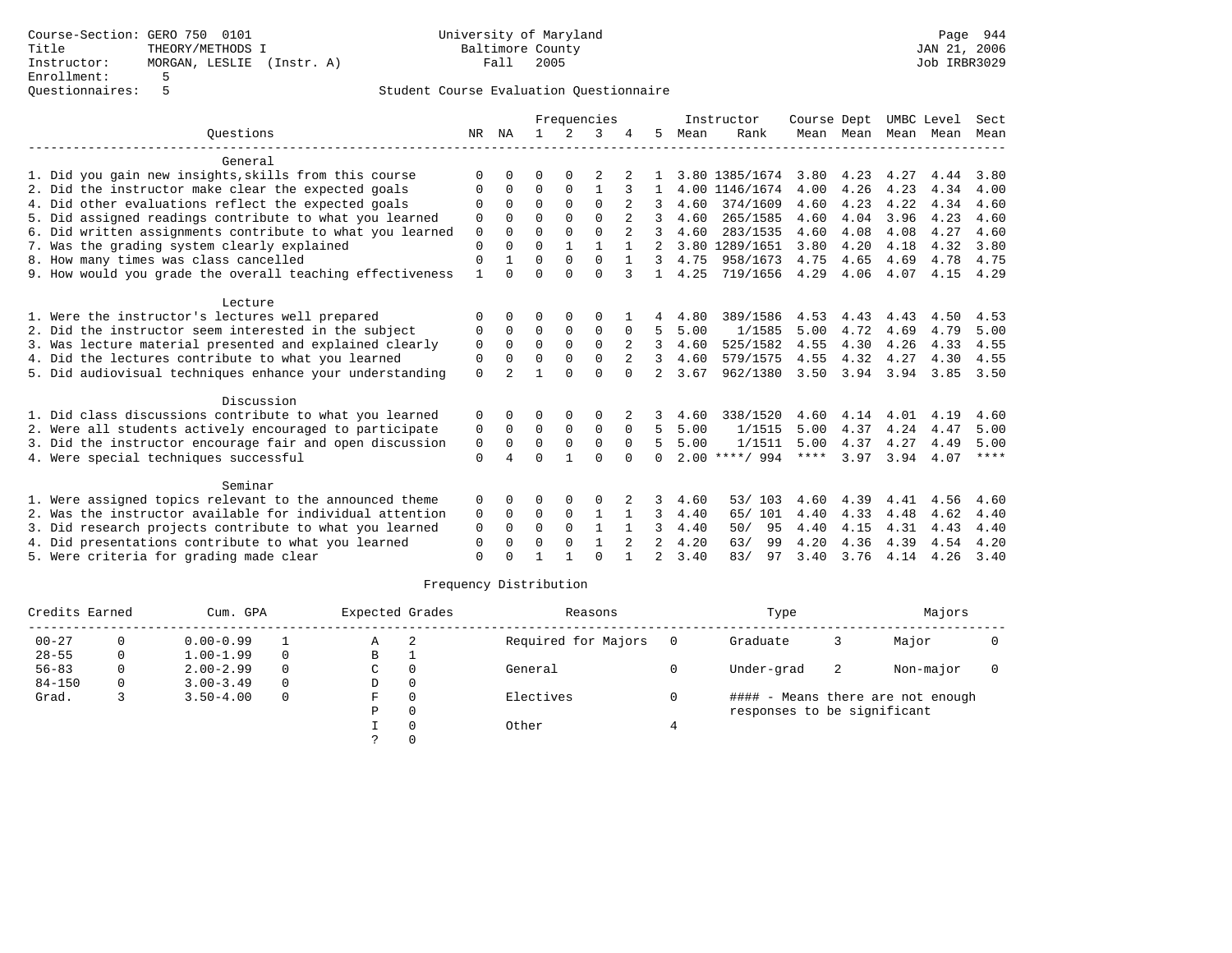Course-Section: GERO 750 0101
Title: THEORY/METHODS I
Instructor: MORGAN, LESLIE (Instr. A)
Enrollment: 5
Questionnaires: 5

University of Maryland
Baltimore County
Fall 2005

JAN 21, 2006
Job IRBR3029

Student Course Evaluation Questionnaire

| Questions | NR | NA | 1 | 2 | 3 | 4 | 5 | Instructor Mean | Instructor Rank | Course Mean | Dept Mean | UMBC Mean | Level Mean | Sect Mean |
|---|---|---|---|---|---|---|---|---|---|---|---|---|---|---|
| **General** | | | | | | | | | | | | | | |
| 1. Did you gain new insights,skills from this course | 0 | 0 | 0 | 0 | 2 | 2 | 1 | 3.80 | 1385/1674 | 3.80 | 4.23 | 4.27 | 4.44 | 3.80 |
| 2. Did the instructor make clear the expected goals | 0 | 0 | 0 | 0 | 1 | 3 | 1 | 4.00 | 1146/1674 | 4.00 | 4.26 | 4.23 | 4.34 | 4.00 |
| 4. Did other evaluations reflect the expected goals | 0 | 0 | 0 | 0 | 0 | 2 | 3 | 4.60 | 374/1609 | 4.60 | 4.23 | 4.22 | 4.34 | 4.60 |
| 5. Did assigned readings contribute to what you learned | 0 | 0 | 0 | 0 | 0 | 2 | 3 | 4.60 | 265/1585 | 4.60 | 4.04 | 3.96 | 4.23 | 4.60 |
| 6. Did written assignments contribute to what you learned | 0 | 0 | 0 | 0 | 0 | 2 | 3 | 4.60 | 283/1535 | 4.60 | 4.08 | 4.08 | 4.27 | 4.60 |
| 7. Was the grading system clearly explained | 0 | 0 | 0 | 1 | 1 | 1 | 2 | 3.80 | 1289/1651 | 3.80 | 4.20 | 4.18 | 4.32 | 3.80 |
| 8. How many times was class cancelled | 0 | 1 | 0 | 0 | 0 | 1 | 3 | 4.75 | 958/1673 | 4.75 | 4.65 | 4.69 | 4.78 | 4.75 |
| 9. How would you grade the overall teaching effectiveness | 1 | 0 | 0 | 0 | 0 | 3 | 1 | 4.25 | 719/1656 | 4.29 | 4.06 | 4.07 | 4.15 | 4.29 |
| **Lecture** | | | | | | | | | | | | | | |
| 1. Were the instructor's lectures well prepared | 0 | 0 | 0 | 0 | 0 | 1 | 4 | 4.80 | 389/1586 | 4.53 | 4.43 | 4.43 | 4.50 | 4.53 |
| 2. Did the instructor seem interested in the subject | 0 | 0 | 0 | 0 | 0 | 0 | 5 | 5.00 | 1/1585 | 5.00 | 4.72 | 4.69 | 4.79 | 5.00 |
| 3. Was lecture material presented and explained clearly | 0 | 0 | 0 | 0 | 0 | 2 | 3 | 4.60 | 525/1582 | 4.55 | 4.30 | 4.26 | 4.33 | 4.55 |
| 4. Did the lectures contribute to what you learned | 0 | 0 | 0 | 0 | 0 | 2 | 3 | 4.60 | 579/1575 | 4.55 | 4.32 | 4.27 | 4.30 | 4.55 |
| 5. Did audiovisual techniques enhance your understanding | 0 | 2 | 1 | 0 | 0 | 0 | 2 | 3.67 | 962/1380 | 3.50 | 3.94 | 3.94 | 3.85 | 3.50 |
| **Discussion** | | | | | | | | | | | | | | |
| 1. Did class discussions contribute to what you learned | 0 | 0 | 0 | 0 | 0 | 2 | 3 | 4.60 | 338/1520 | 4.60 | 4.14 | 4.01 | 4.19 | 4.60 |
| 2. Were all students actively encouraged to participate | 0 | 0 | 0 | 0 | 0 | 0 | 5 | 5.00 | 1/1515 | 5.00 | 4.37 | 4.24 | 4.47 | 5.00 |
| 3. Did the instructor encourage fair and open discussion | 0 | 0 | 0 | 0 | 0 | 0 | 5 | 5.00 | 1/1511 | 5.00 | 4.37 | 4.27 | 4.49 | 5.00 |
| 4. Were special techniques successful | 0 | 4 | 0 | 1 | 0 | 0 | 0 | 2.00 | ****/ 994 | **** | 3.97 | 3.94 | 4.07 | **** |
| **Seminar** | | | | | | | | | | | | | | |
| 1. Were assigned topics relevant to the announced theme | 0 | 0 | 0 | 0 | 0 | 2 | 3 | 4.60 | 53/ 103 | 4.60 | 4.39 | 4.41 | 4.56 | 4.60 |
| 2. Was the instructor available for individual attention | 0 | 0 | 0 | 0 | 1 | 1 | 3 | 4.40 | 65/ 101 | 4.40 | 4.33 | 4.48 | 4.62 | 4.40 |
| 3. Did research projects contribute to what you learned | 0 | 0 | 0 | 0 | 1 | 1 | 3 | 4.40 | 50/ 95 | 4.40 | 4.15 | 4.31 | 4.43 | 4.40 |
| 4. Did presentations contribute to what you learned | 0 | 0 | 0 | 0 | 1 | 2 | 2 | 4.20 | 63/ 99 | 4.20 | 4.36 | 4.39 | 4.54 | 4.20 |
| 5. Were criteria for grading made clear | 0 | 0 | 1 | 1 | 0 | 1 | 2 | 3.40 | 83/ 97 | 3.40 | 3.76 | 4.14 | 4.26 | 3.40 |

## Frequency Distribution

| Credits Earned | | Cum. GPA | | Expected Grades | | Reasons | | Type | | Majors | |
|---|---|---|---|---|---|---|---|---|---|---|---|
| 00-27 | 0 | 0.00-0.99 | 1 | A | 2 | Required for Majors | 0 | Graduate | 3 | Major | 0 |
| 28-55 | 0 | 1.00-1.99 | 0 | B | 1 | | | | | | |
| 56-83 | 0 | 2.00-2.99 | 0 | C | 0 | General | 0 | Under-grad | 2 | Non-major | 0 |
| 84-150 | 0 | 3.00-3.49 | 0 | D | 0 | | | | | | |
| Grad. | 3 | 3.50-4.00 | 0 | F | 0 | Electives | 0 | #### - Means there are not enough responses to be significant | | | |
| | | | | P | 0 | | | | | | |
| | | | | I | 0 | Other | 4 | | | | |
| | | | | ? | 0 | | | | | | |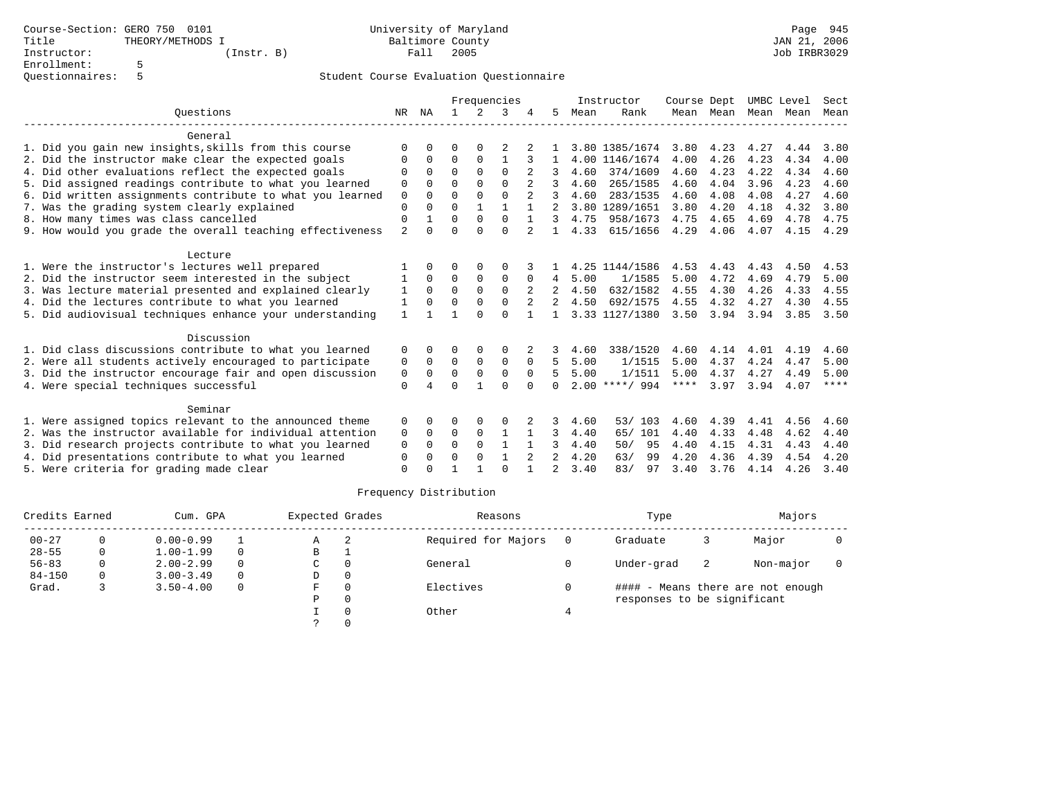Course-Section: GERO 750 0101
Title THEORY/METHODS I
Instructor: (Instr. B)
Enrollment: 5
Questionnaires: 5

University of Maryland
Baltimore County
Fall 2005

JAN 21, 2006
Job IRBR3029

Student Course Evaluation Questionnaire

| Questions | NR | NA | 1 | 2 | 3 | 4 | 5 | Instructor Mean | Instructor Rank | Course Mean | Dept Mean | UMBC Mean | Level Mean | Sect Mean |
|---|---|---|---|---|---|---|---|---|---|---|---|---|---|---|
| **General** | | | | | | | | | | | | | | |
| 1. Did you gain new insights,skills from this course | 0 | 0 | 0 | 0 | 2 | 2 | 1 | 3.80 | 1385/1674 | 3.80 | 4.23 | 4.27 | 4.44 | 3.80 |
| 2. Did the instructor make clear the expected goals | 0 | 0 | 0 | 0 | 1 | 3 | 1 | 4.00 | 1146/1674 | 4.00 | 4.26 | 4.23 | 4.34 | 4.00 |
| 4. Did other evaluations reflect the expected goals | 0 | 0 | 0 | 0 | 0 | 2 | 3 | 4.60 | 374/1609 | 4.60 | 4.23 | 4.22 | 4.34 | 4.60 |
| 5. Did assigned readings contribute to what you learned | 0 | 0 | 0 | 0 | 0 | 2 | 3 | 4.60 | 265/1585 | 4.60 | 4.04 | 3.96 | 4.23 | 4.60 |
| 6. Did written assignments contribute to what you learned | 0 | 0 | 0 | 0 | 0 | 2 | 3 | 4.60 | 283/1535 | 4.60 | 4.08 | 4.08 | 4.27 | 4.60 |
| 7. Was the grading system clearly explained | 0 | 0 | 0 | 1 | 1 | 1 | 2 | 3.80 | 1289/1651 | 3.80 | 4.20 | 4.18 | 4.32 | 3.80 |
| 8. How many times was class cancelled | 0 | 1 | 0 | 0 | 0 | 1 | 3 | 4.75 | 958/1673 | 4.75 | 4.65 | 4.69 | 4.78 | 4.75 |
| 9. How would you grade the overall teaching effectiveness | 2 | 0 | 0 | 0 | 0 | 2 | 1 | 4.33 | 615/1656 | 4.29 | 4.06 | 4.07 | 4.15 | 4.29 |
| **Lecture** | | | | | | | | | | | | | | |
| 1. Were the instructor's lectures well prepared | 1 | 0 | 0 | 0 | 0 | 3 | 1 | 4.25 | 1144/1586 | 4.53 | 4.43 | 4.43 | 4.50 | 4.53 |
| 2. Did the instructor seem interested in the subject | 1 | 0 | 0 | 0 | 0 | 0 | 4 | 5.00 | 1/1585 | 5.00 | 4.72 | 4.69 | 4.79 | 5.00 |
| 3. Was lecture material presented and explained clearly | 1 | 0 | 0 | 0 | 0 | 2 | 2 | 4.50 | 632/1582 | 4.55 | 4.30 | 4.26 | 4.33 | 4.55 |
| 4. Did the lectures contribute to what you learned | 1 | 0 | 0 | 0 | 0 | 2 | 2 | 4.50 | 692/1575 | 4.55 | 4.32 | 4.27 | 4.30 | 4.55 |
| 5. Did audiovisual techniques enhance your understanding | 1 | 1 | 1 | 0 | 0 | 1 | 1 | 3.33 | 1127/1380 | 3.50 | 3.94 | 3.94 | 3.85 | 3.50 |
| **Discussion** | | | | | | | | | | | | | | |
| 1. Did class discussions contribute to what you learned | 0 | 0 | 0 | 0 | 0 | 2 | 3 | 4.60 | 338/1520 | 4.60 | 4.14 | 4.01 | 4.19 | 4.60 |
| 2. Were all students actively encouraged to participate | 0 | 0 | 0 | 0 | 0 | 0 | 5 | 5.00 | 1/1515 | 5.00 | 4.37 | 4.24 | 4.47 | 5.00 |
| 3. Did the instructor encourage fair and open discussion | 0 | 0 | 0 | 0 | 0 | 0 | 5 | 5.00 | 1/1511 | 5.00 | 4.37 | 4.27 | 4.49 | 5.00 |
| 4. Were special techniques successful | 0 | 4 | 0 | 1 | 0 | 0 | 0 | 2.00 | ****/ 994 | **** | 3.97 | 3.94 | 4.07 | **** |
| **Seminar** | | | | | | | | | | | | | | |
| 1. Were assigned topics relevant to the announced theme | 0 | 0 | 0 | 0 | 0 | 2 | 3 | 4.60 | 53/ 103 | 4.60 | 4.39 | 4.41 | 4.56 | 4.60 |
| 2. Was the instructor available for individual attention | 0 | 0 | 0 | 0 | 1 | 1 | 3 | 4.40 | 65/ 101 | 4.40 | 4.33 | 4.48 | 4.62 | 4.40 |
| 3. Did research projects contribute to what you learned | 0 | 0 | 0 | 0 | 1 | 1 | 3 | 4.40 | 50/ 95 | 4.40 | 4.15 | 4.31 | 4.43 | 4.40 |
| 4. Did presentations contribute to what you learned | 0 | 0 | 0 | 0 | 1 | 2 | 2 | 4.20 | 63/ 99 | 4.20 | 4.36 | 4.39 | 4.54 | 4.20 |
| 5. Were criteria for grading made clear | 0 | 0 | 1 | 1 | 0 | 1 | 2 | 3.40 | 83/ 97 | 3.40 | 3.76 | 4.14 | 4.26 | 3.40 |

## Frequency Distribution

| Credits Earned | | Cum. GPA | | Expected Grades | | Reasons | | Type | | Majors | |
|---|---|---|---|---|---|---|---|---|---|---|---|
| 00-27 | 0 | 0.00-0.99 | 1 | A | 2 | Required for Majors | 0 | Graduate | 3 | Major | 0 |
| 28-55 | 0 | 1.00-1.99 | 0 | B | 1 | | | | | | |
| 56-83 | 0 | 2.00-2.99 | 0 | C | 0 | General | 0 | Under-grad | 2 | Non-major | 0 |
| 84-150 | 0 | 3.00-3.49 | 0 | D | 0 | | | | | | |
| Grad. | 3 | 3.50-4.00 | 0 | F | 0 | Electives | 0 | | | | |
| | | | | P | 0 | | | | | | |
| | | | | I | 0 | Other | 4 | | | | |
| | | | | ? | 0 | | | | | | |

#### - Means there are not enough responses to be significant